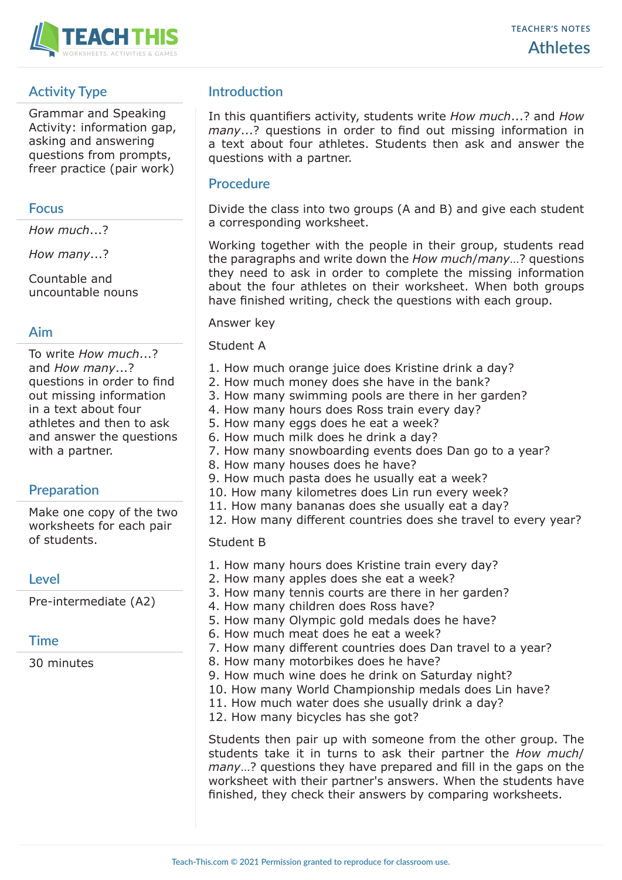# Athletes

TEACHER'S NOTES

## Activity Type

Grammar and Speaking Activity: information gap, asking and answering questions from prompts, freer practice (pair work)

## Focus

*How much*...?

*How many*...?

Countable and uncountable nouns

## Aim

To write *How much*...? and *How many*...? questions in order to find out missing information in a text about four athletes and then to ask and answer the questions with a partner.

## Preparation

Make one copy of the two worksheets for each pair of students.

## Level

Pre-intermediate (A2)

## Time

30 minutes

## Introduction

In this quantifiers activity, students write *How much*...? and *How many*...? questions in order to find out missing information in a text about four athletes. Students then ask and answer the questions with a partner.

## Procedure

Divide the class into two groups (A and B) and give each student a corresponding worksheet.

Working together with the people in their group, students read the paragraphs and write down the *How much/many*...? questions they need to ask in order to complete the missing information about the four athletes on their worksheet. When both groups have finished writing, check the questions with each group.

Answer key

Student A

1. How much orange juice does Kristine drink a day?
2. How much money does she have in the bank?
3. How many swimming pools are there in her garden?
4. How many hours does Ross train every day?
5. How many eggs does he eat a week?
6. How much milk does he drink a day?
7. How many snowboarding events does Dan go to a year?
8. How many houses does he have?
9. How much pasta does he usually eat a week?
10. How many kilometres does Lin run every week?
11. How many bananas does she usually eat a day?
12. How many different countries does she travel to every year?

Student B

1. How many hours does Kristine train every day?
2. How many apples does she eat a week?
3. How many tennis courts are there in her garden?
4. How many children does Ross have?
5. How many Olympic gold medals does he have?
6. How much meat does he eat a week?
7. How many different countries does Dan travel to a year?
8. How many motorbikes does he have?
9. How much wine does he drink on Saturday night?
10. How many World Championship medals does Lin have?
11. How much water does she usually drink a day?
12. How many bicycles has she got?

Students then pair up with someone from the other group. The students take it in turns to ask their partner the *How much/many*...? questions they have prepared and fill in the gaps on the worksheet with their partner's answers. When the students have finished, they check their answers by comparing worksheets.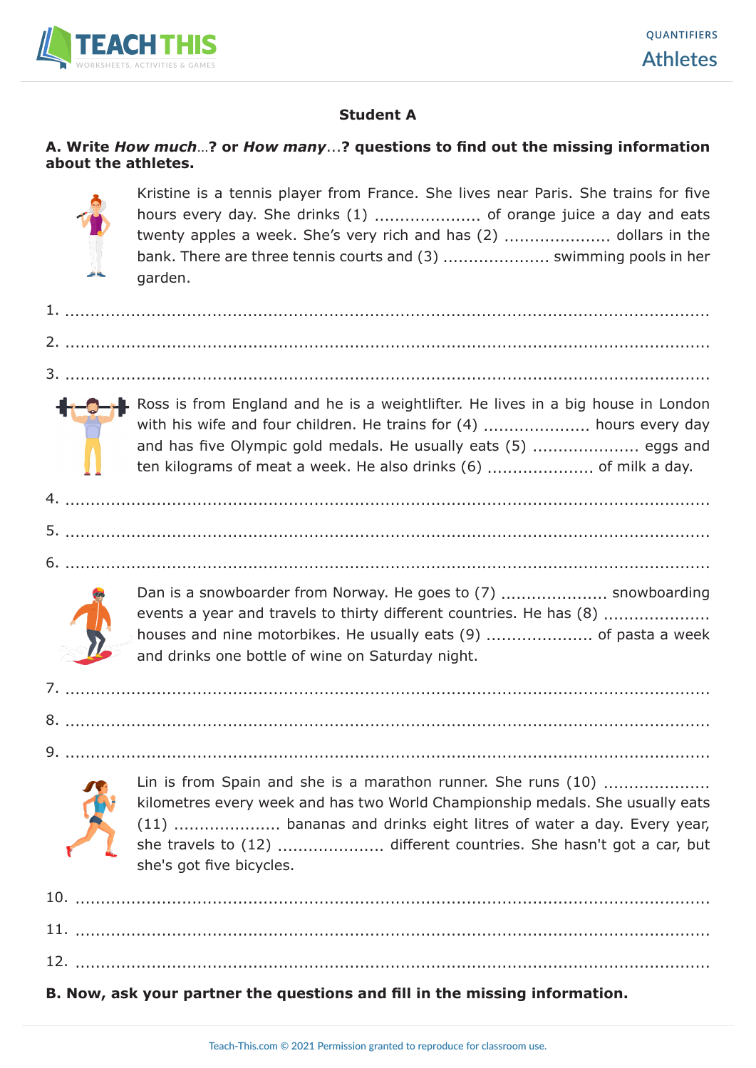**Student A**

**A. Write *How much*...? or *How many*...? questions to find out the missing information about the athletes.**

Kristine is a tennis player from France. She lives near Paris. She trains for five hours every day. She drinks (1) .................... of orange juice a day and eats twenty apples a week. She's very rich and has (2) .................... dollars in the bank. There are three tennis courts and (3) .................... swimming pools in her garden.

1. ..........................................................................................................

2. ..........................................................................................................

3. ..........................................................................................................

Ross is from England and he is a weightlifter. He lives in a big house in London with his wife and four children. He trains for (4) .................... hours every day and has five Olympic gold medals. He usually eats (5) .................... eggs and ten kilograms of meat a week. He also drinks (6) .................... of milk a day.

4. ..........................................................................................................

5. ..........................................................................................................

6. ..........................................................................................................

Dan is a snowboarder from Norway. He goes to (7) .................... snowboarding events a year and travels to thirty different countries. He has (8) .................... houses and nine motorbikes. He usually eats (9) .................... of pasta a week and drinks one bottle of wine on Saturday night.

7. ..........................................................................................................

8. ..........................................................................................................

9. ..........................................................................................................

Lin is from Spain and she is a marathon runner. She runs (10) .................... kilometres every week and has two World Championship medals. She usually eats (11) .................... bananas and drinks eight litres of water a day. Every year, she travels to (12) .................... different countries. She hasn't got a car, but she's got five bicycles.

10. ..........................................................................................................

11. ..........................................................................................................

12. ..........................................................................................................

**B. Now, ask your partner the questions and fill in the missing information.**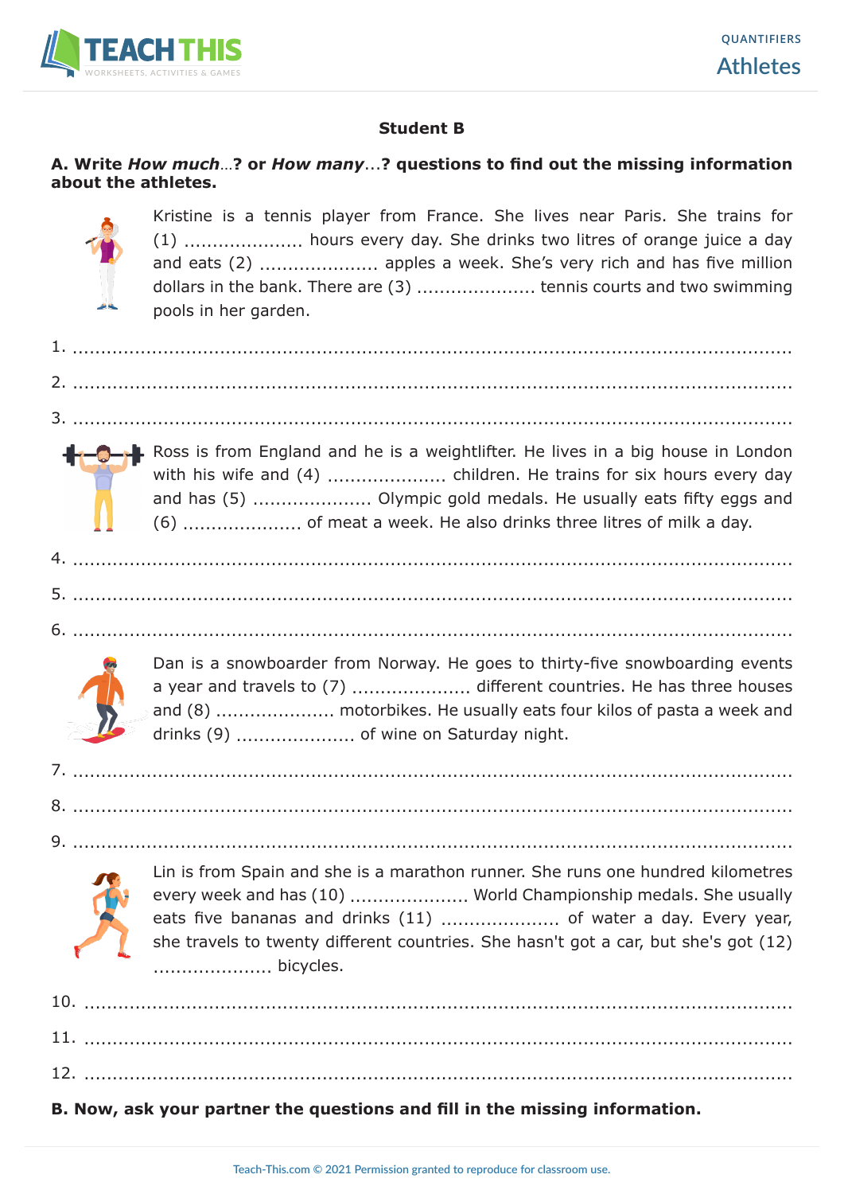**Student B**

**A. Write *How much*...? or *How many*...? questions to find out the missing information about the athletes.**

Kristine is a tennis player from France. She lives near Paris. She trains for (1) ..................... hours every day. She drinks two litres of orange juice a day and eats (2) ..................... apples a week. She's very rich and has five million dollars in the bank. There are (3) ..................... tennis courts and two swimming pools in her garden.

1. .....................................................................................................................

2. .....................................................................................................................

3. .....................................................................................................................

Ross is from England and he is a weightlifter. He lives in a big house in London with his wife and (4) ..................... children. He trains for six hours every day and has (5) ..................... Olympic gold medals. He usually eats fifty eggs and (6) ..................... of meat a week. He also drinks three litres of milk a day.

4. .....................................................................................................................

5. .....................................................................................................................

6. .....................................................................................................................

Dan is a snowboarder from Norway. He goes to thirty-five snowboarding events a year and travels to (7) ..................... different countries. He has three houses and (8) ..................... motorbikes. He usually eats four kilos of pasta a week and drinks (9) ..................... of wine on Saturday night.

7. .....................................................................................................................

8. .....................................................................................................................

9. .....................................................................................................................

Lin is from Spain and she is a marathon runner. She runs one hundred kilometres every week and has (10) ..................... World Championship medals. She usually eats five bananas and drinks (11) ..................... of water a day. Every year, she travels to twenty different countries. She hasn't got a car, but she's got (12) ..................... bicycles.

10. .....................................................................................................................

11. .....................................................................................................................

12. .....................................................................................................................

**B. Now, ask your partner the questions and fill in the missing information.**